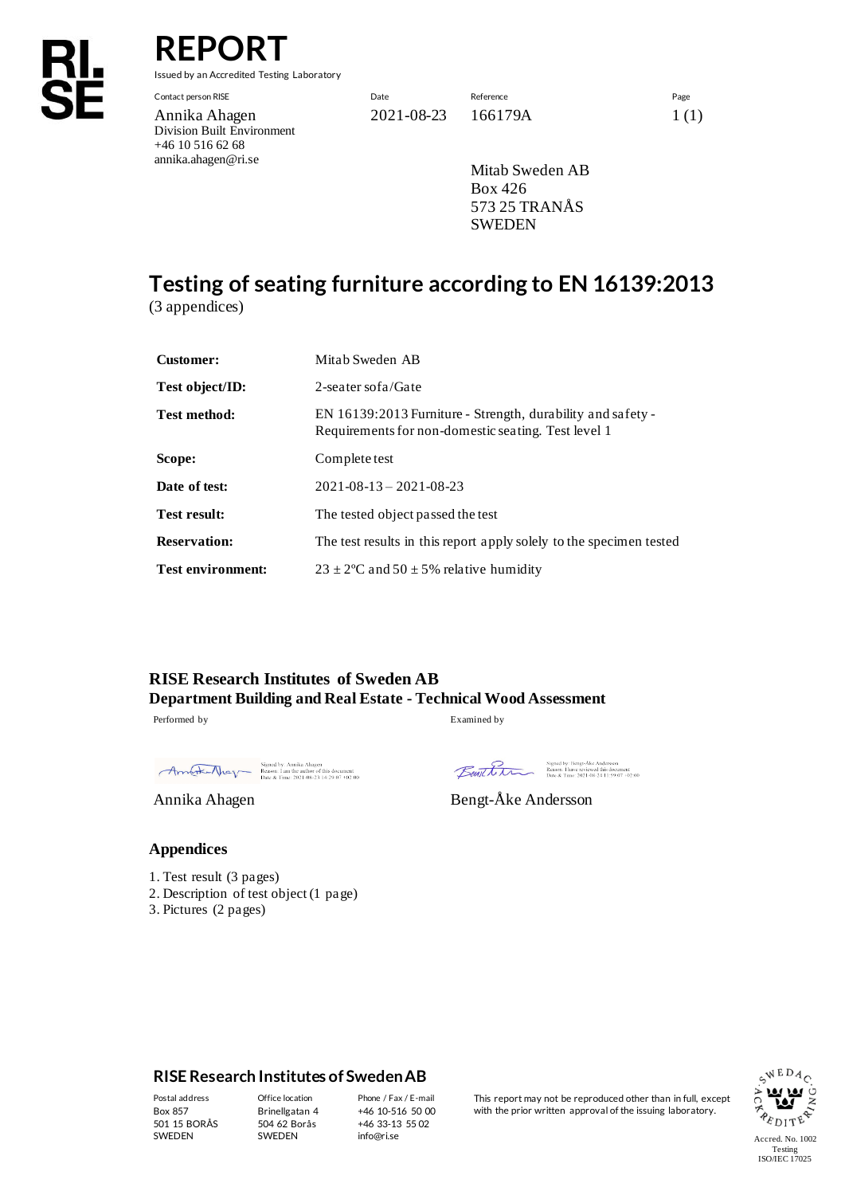# REPORT

Issued by an Accredited Testing Laboratory

| Contact person RISE | Date | Reference | Page |
|---|---|---|---|
| Annika Ahagen | 2021-08-23 | 166179A | 1 (1) |
| Division Built Environment | | | |
| +46 10 516 62 68 | | | |
| annika.ahagen@ri.se | | | |

Mitab Sweden AB
Box 426
573 25 TRANÅS
SWEDEN

## Testing of seating furniture according to EN 16139:2013

(3 appendices)

| | |
|---|---|
| **Customer:** | Mitab Sweden AB |
| **Test object/ID:** | 2-seater sofa/Gate |
| **Test method:** | EN 16139:2013 Furniture - Strength, durability and safety - Requirements for non-domestic seating. Test level 1 |
| **Scope:** | Complete test |
| **Date of test:** | 2021-08-13 – 2021-08-23 |
| **Test result:** | The tested object passed the test |
| **Reservation:** | The test results in this report apply solely to the specimen tested |
| **Test environment:** | 23 ± 2°C and 50 ± 5% relative humidity |

**RISE Research Institutes of Sweden AB**
**Department Building and Real Estate - Technical Wood Assessment**

| Performed by | Examined by |
|---|---|
| Signed by: Annika Ahagen<br>Reason: I am the author of this document<br>Date & Time: 2021-08-23 14:29:07 +02:00 | Signed by: Bengt-Åke Andersson<br>Reason: I have reviewed this document<br>Date & Time: 2021-08-24 11:59:07 +02:00 |
| Annika Ahagen | Bengt-Åke Andersson |

### Appendices

1. Test result (3 pages)
2. Description of test object (1 page)
3. Pictures (2 pages)

**RISE Research Institutes of Sweden AB**

| Postal address | Office location | Phone / Fax / E-mail |
|---|---|---|
| Box 857 | Brinellgatan 4 | +46 10-516 50 00 |
| 501 15 BORÅS | 504 62 Borås | +46 33-13 55 02 |
| SWEDEN | SWEDEN | info@ri.se |

This report may not be reproduced other than in full, except with the prior written approval of the issuing laboratory.

Accred. No. 1002
Testing
ISO/IEC 17025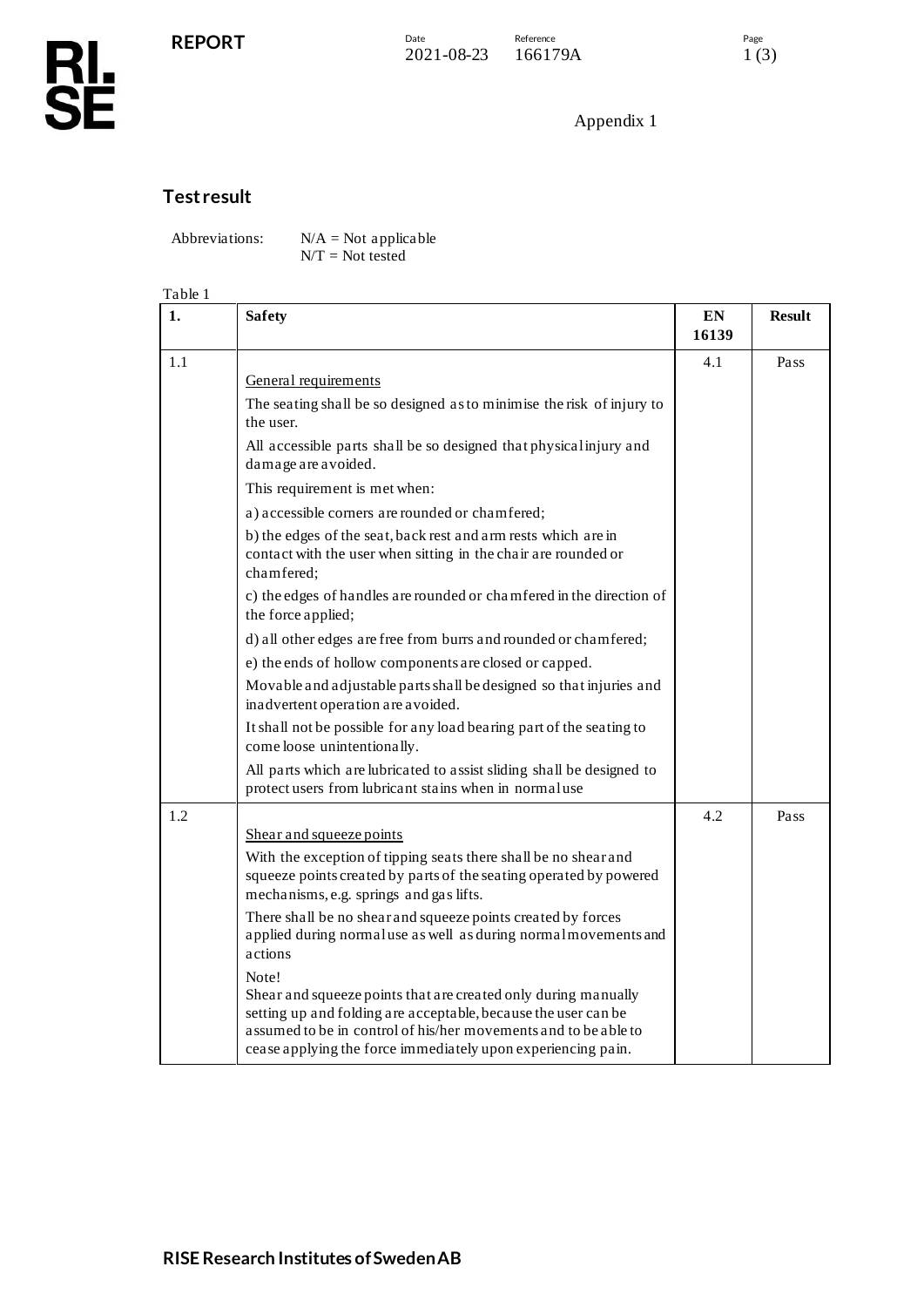Appendix 1

## Test result

Abbreviations: N/A = Not applicable
N/T = Not tested

Table 1

| 1. | Safety | EN 16139 | Result |
|---|---|---|---|
| 1.1 | General requirements<br>The seating shall be so designed as to minimise the risk of injury to the user.<br>All accessible parts shall be so designed that physical injury and damage are avoided.<br>This requirement is met when:<br>a) accessible corners are rounded or chamfered;<br>b) the edges of the seat, back rest and arm rests which are in contact with the user when sitting in the chair are rounded or chamfered;<br>c) the edges of handles are rounded or chamfered in the direction of the force applied;<br>d) all other edges are free from burrs and rounded or chamfered;<br>e) the ends of hollow components are closed or capped.<br>Movable and adjustable parts shall be designed so that injuries and inadvertent operation are avoided.<br>It shall not be possible for any load bearing part of the seating to come loose unintentionally.<br>All parts which are lubricated to assist sliding shall be designed to protect users from lubricant stains when in normal use | 4.1 | Pass |
| 1.2 | Shear and squeeze points<br>With the exception of tipping seats there shall be no shear and squeeze points created by parts of the seating operated by powered mechanisms, e.g. springs and gas lifts.<br>There shall be no shear and squeeze points created by forces applied during normal use as well as during normal movements and actions<br>Note!<br>Shear and squeeze points that are created only during manually setting up and folding are acceptable, because the user can be assumed to be in control of his/her movements and to be able to cease applying the force immediately upon experiencing pain. | 4.2 | Pass |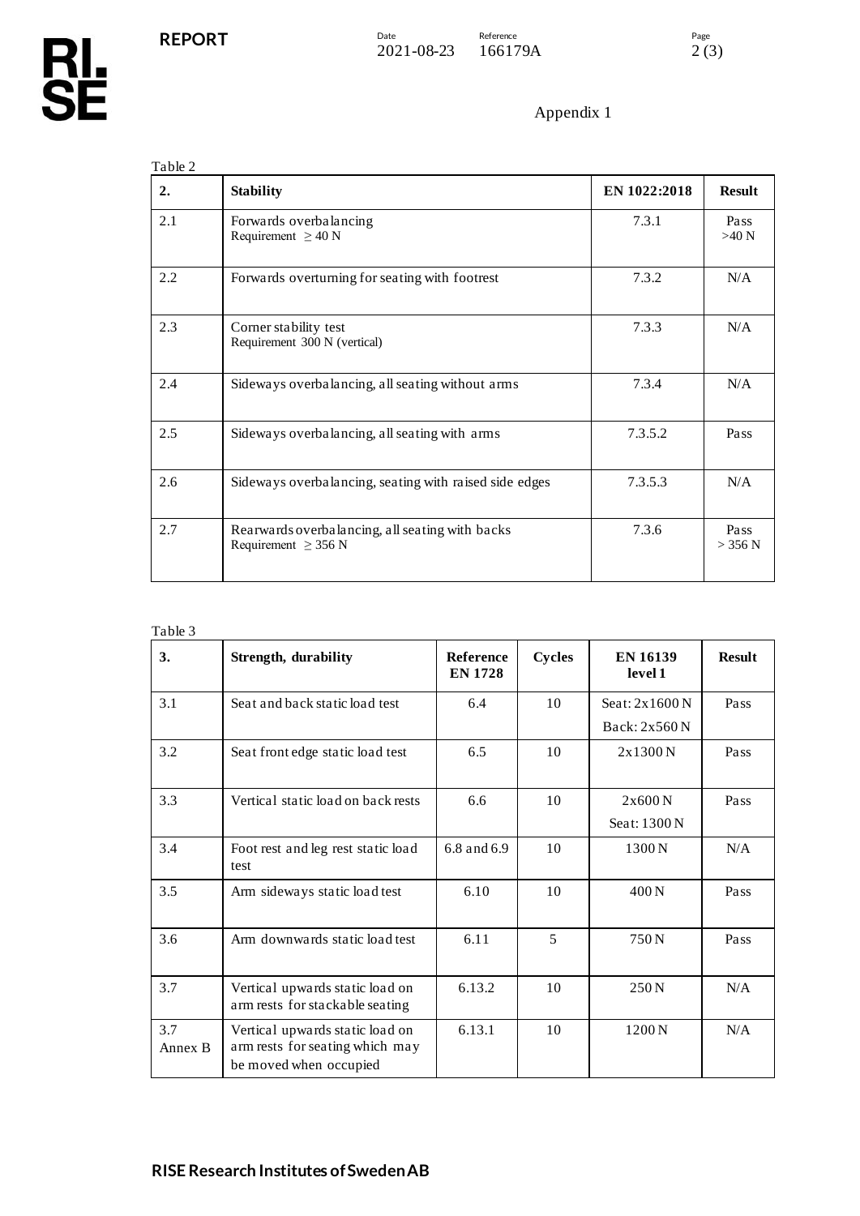Appendix 1

Table 2

| 2. | Stability | EN 1022:2018 | Result |
|---|---|---|---|
| 2.1 | Forwards overbalancing<br>Requirement $\geq 40$ N | 7.3.1 | Pass<br>>40 N |
| 2.2 | Forwards overturning for seating with footrest | 7.3.2 | N/A |
| 2.3 | Corner stability test<br>Requirement 300 N (vertical) | 7.3.3 | N/A |
| 2.4 | Sideways overbalancing, all seating without arms | 7.3.4 | N/A |
| 2.5 | Sideways overbalancing, all seating with arms | 7.3.5.2 | Pass |
| 2.6 | Sideways overbalancing, seating with raised side edges | 7.3.5.3 | N/A |
| 2.7 | Rearwards overbalancing, all seating with backs<br>Requirement $\geq 356$ N | 7.3.6 | Pass<br>> 356 N |

Table 3

| 3. | Strength, durability | Reference EN 1728 | Cycles | EN 16139 level 1 | Result |
|---|---|---|---|---|---|
| 3.1 | Seat and back static load test | 6.4 | 10 | Seat: 2x1600 N<br>Back: 2x560 N | Pass |
| 3.2 | Seat front edge static load test | 6.5 | 10 | 2x1300 N | Pass |
| 3.3 | Vertical static load on back rests | 6.6 | 10 | 2x600 N<br>Seat: 1300 N | Pass |
| 3.4 | Foot rest and leg rest static load test | 6.8 and 6.9 | 10 | 1300 N | N/A |
| 3.5 | Arm sideways static load test | 6.10 | 10 | 400 N | Pass |
| 3.6 | Arm downwards static load test | 6.11 | 5 | 750 N | Pass |
| 3.7 | Vertical upwards static load on arm rests for stackable seating | 6.13.2 | 10 | 250 N | N/A |
| 3.7 Annex B | Vertical upwards static load on arm rests for seating which may be moved when occupied | 6.13.1 | 10 | 1200 N | N/A |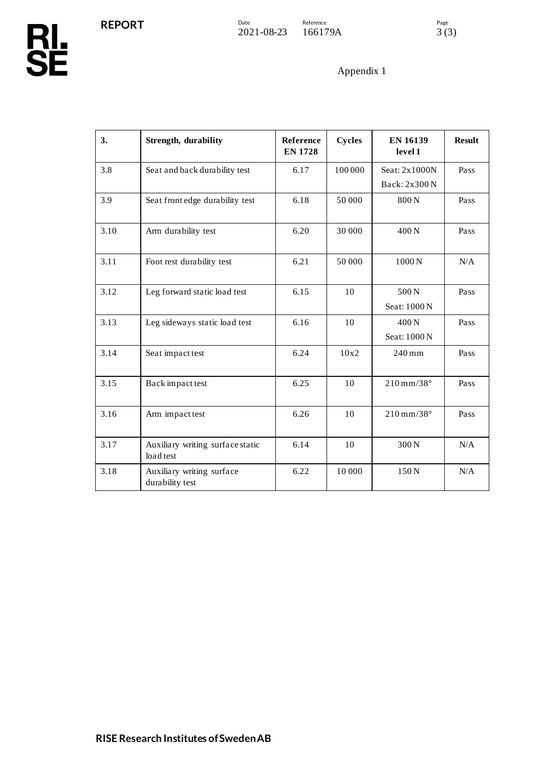Appendix 1

| **3.** | **Strength, durability** | **Reference EN 1728** | **Cycles** | **EN 16139 level 1** | **Result** |
|---|---|---|---|---|---|
| 3.8 | Seat and back durability test | 6.17 | 100 000 | Seat: 2x1000N<br>Back: 2x300 N | Pass |
| 3.9 | Seat front edge durability test | 6.18 | 50 000 | 800 N | Pass |
| 3.10 | Arm durability test | 6.20 | 30 000 | 400 N | Pass |
| 3.11 | Foot rest durability test | 6.21 | 50 000 | 1000 N | N/A |
| 3.12 | Leg forward static load test | 6.15 | 10 | 500 N<br>Seat: 1000 N | Pass |
| 3.13 | Leg sideways static load test | 6.16 | 10 | 400 N<br>Seat: 1000 N | Pass |
| 3.14 | Seat impact test | 6.24 | 10x2 | 240 mm | Pass |
| 3.15 | Back impact test | 6.25 | 10 | 210 mm/38° | Pass |
| 3.16 | Arm impact test | 6.26 | 10 | 210 mm/38° | Pass |
| 3.17 | Auxiliary writing surface static load test | 6.14 | 10 | 300 N | N/A |
| 3.18 | Auxiliary writing surface durability test | 6.22 | 10 000 | 150 N | N/A |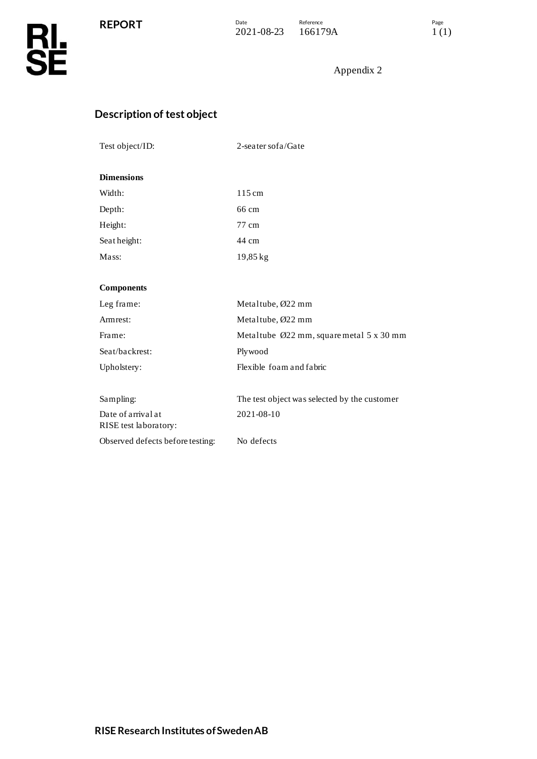Appendix 2

## Description of test object

| | |
|---|---|
| Test object/ID: | 2-seater sofa/Gate |

**Dimensions**

| | |
|---|---|
| Width: | 115 cm |
| Depth: | 66 cm |
| Height: | 77 cm |
| Seat height: | 44 cm |
| Mass: | 19,85 kg |

**Components**

| | |
|---|---|
| Leg frame: | Metal tube, Ø22 mm |
| Armrest: | Metal tube, Ø22 mm |
| Frame: | Metal tube Ø22 mm, square metal 5 x 30 mm |
| Seat/backrest: | Plywood |
| Upholstery: | Flexible foam and fabric |

| | |
|---|---|
| Sampling: | The test object was selected by the customer |
| Date of arrival at RISE test laboratory: | 2021-08-10 |
| Observed defects before testing: | No defects |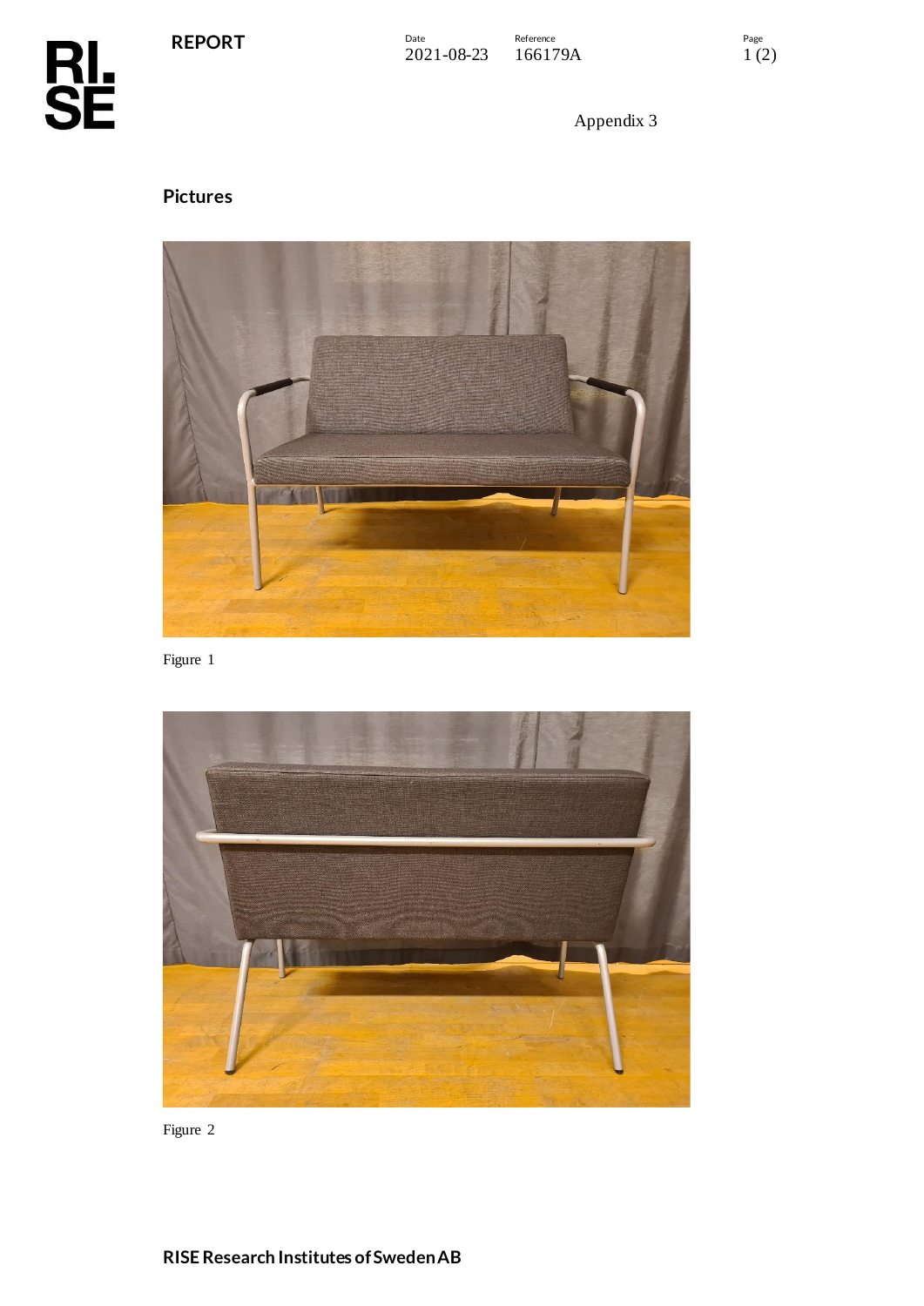Appendix 3

## Pictures

Figure 1

Figure 2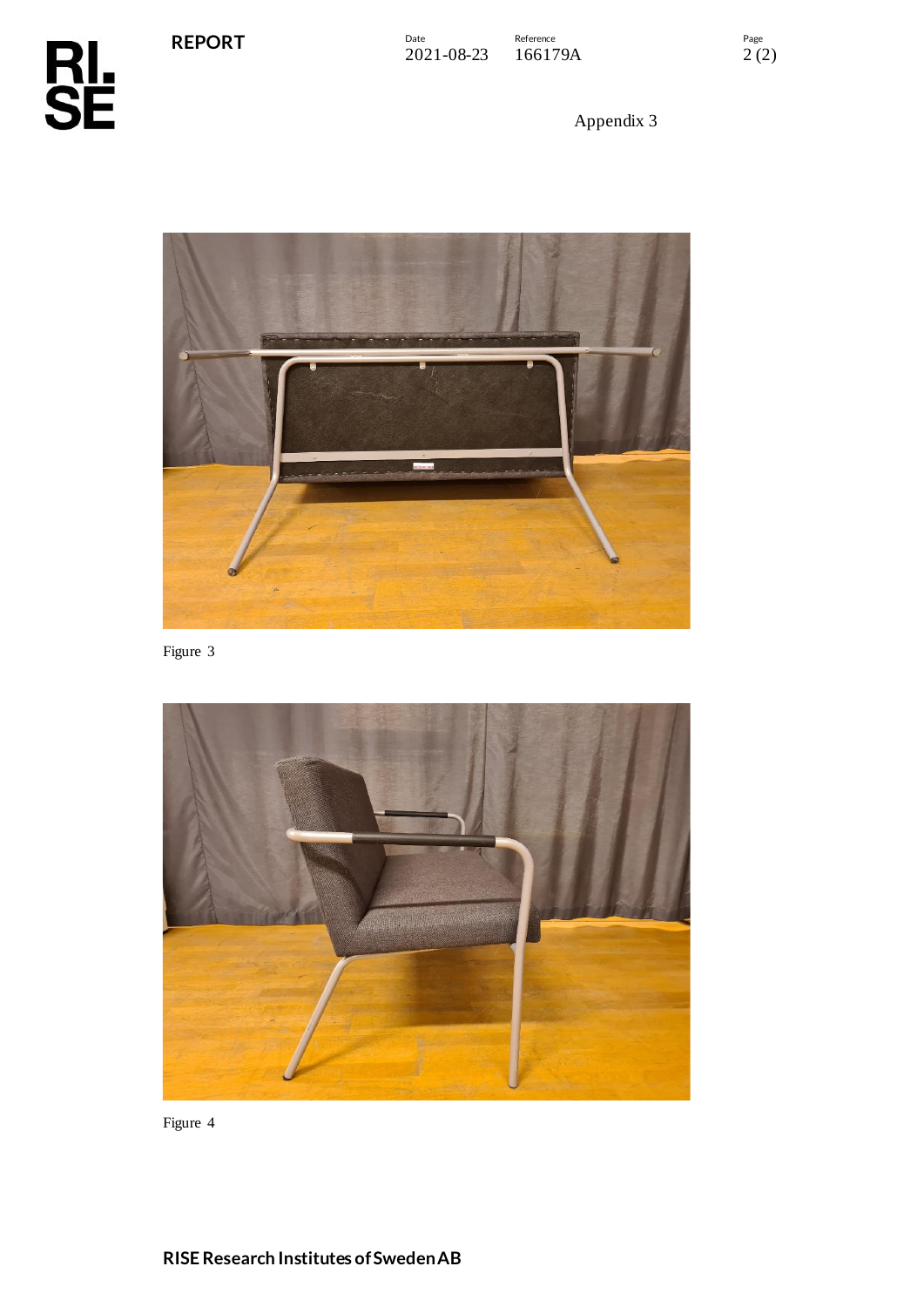Appendix 3

Figure 3

Figure 4